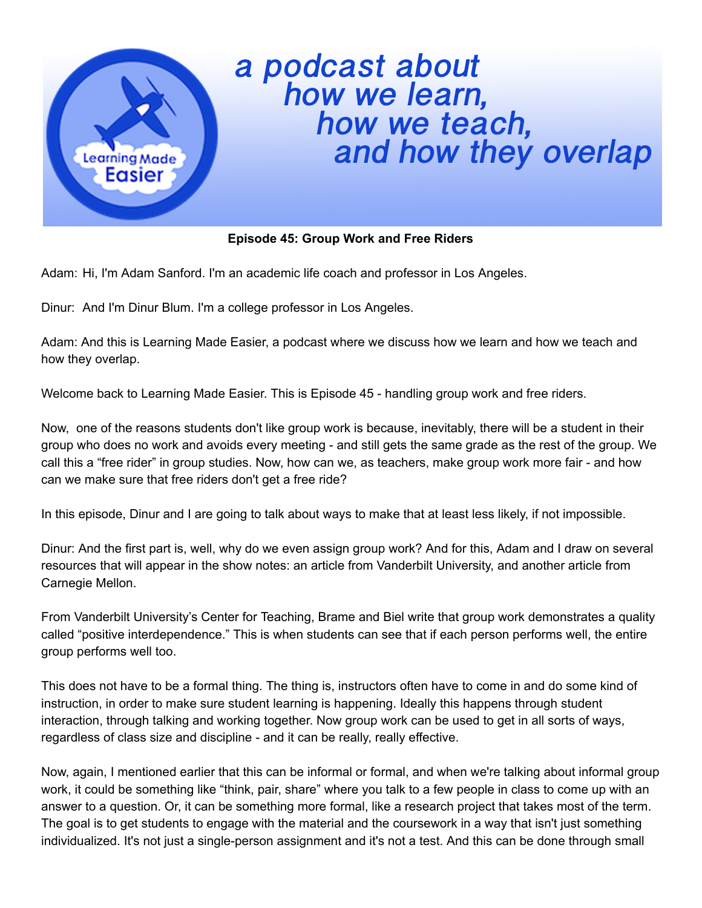a podcast about how we learn, how we teach, and how they overlap

**Episode 45: Group Work and Free Riders**

Adam: Hi, I'm Adam Sanford. I'm an academic life coach and professor in Los Angeles.

Dinur: And I'm Dinur Blum. I'm a college professor in Los Angeles.

Adam: And this is Learning Made Easier, a podcast where we discuss how we learn and how we teach and how they overlap.

Welcome back to Learning Made Easier. This is Episode 45 - handling group work and free riders.

Now, one of the reasons students don't like group work is because, inevitably, there will be a student in their group who does no work and avoids every meeting - and still gets the same grade as the rest of the group. We call this a "free rider" in group studies. Now, how can we, as teachers, make group work more fair - and how can we make sure that free riders don't get a free ride?

In this episode, Dinur and I are going to talk about ways to make that at least less likely, if not impossible.

Dinur: And the first part is, well, why do we even assign group work? And for this, Adam and I draw on several resources that will appear in the show notes: an article from Vanderbilt University, and another article from Carnegie Mellon.

From Vanderbilt University's Center for Teaching, Brame and Biel write that group work demonstrates a quality called "positive interdependence." This is when students can see that if each person performs well, the entire group performs well too.

This does not have to be a formal thing. The thing is, instructors often have to come in and do some kind of instruction, in order to make sure student learning is happening. Ideally this happens through student interaction, through talking and working together. Now group work can be used to get in all sorts of ways, regardless of class size and discipline - and it can be really, really effective.

Now, again, I mentioned earlier that this can be informal or formal, and when we're talking about informal group work, it could be something like "think, pair, share" where you talk to a few people in class to come up with an answer to a question. Or, it can be something more formal, like a research project that takes most of the term. The goal is to get students to engage with the material and the coursework in a way that isn't just something individualized. It's not just a single-person assignment and it's not a test. And this can be done through small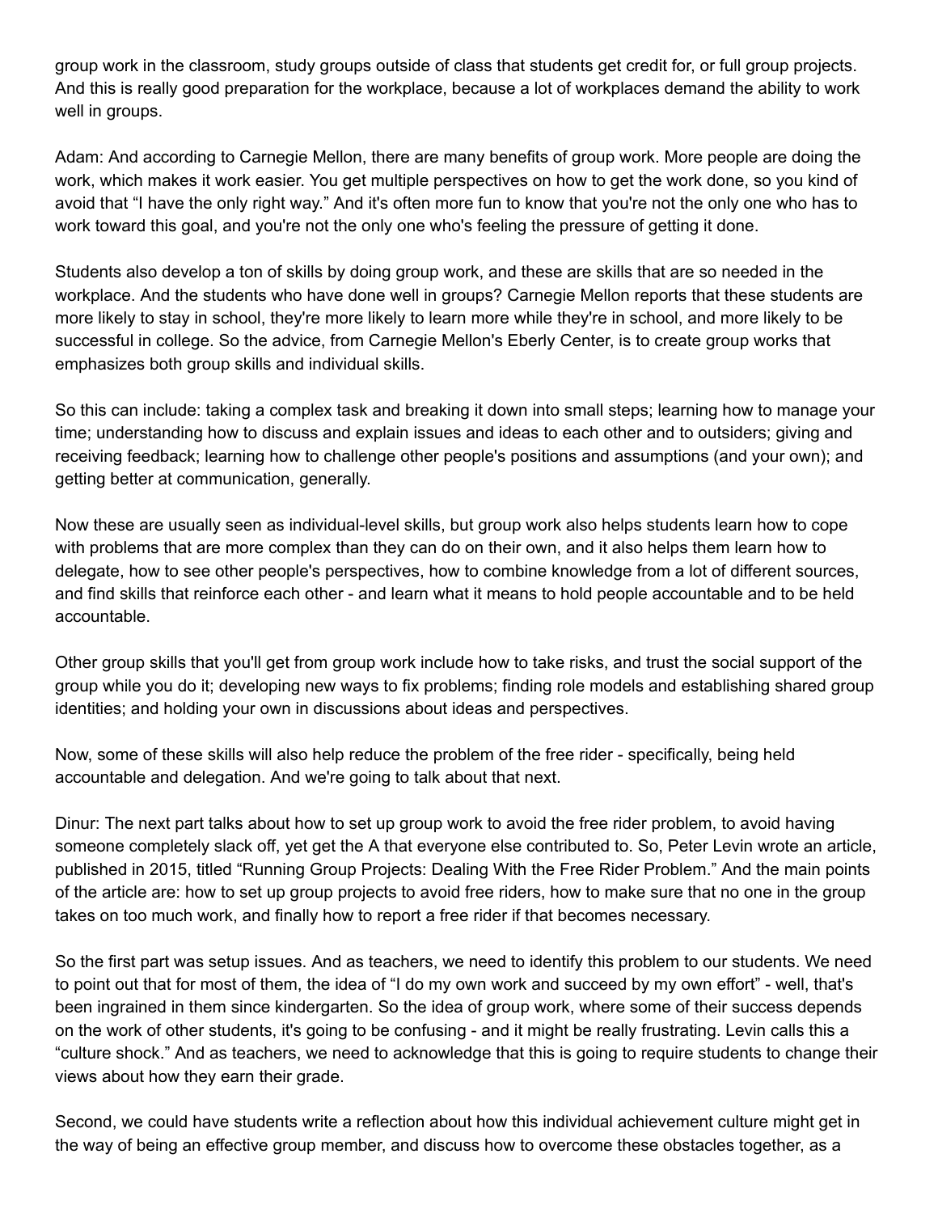group work in the classroom, study groups outside of class that students get credit for, or full group projects. And this is really good preparation for the workplace, because a lot of workplaces demand the ability to work well in groups.

Adam: And according to Carnegie Mellon, there are many benefits of group work. More people are doing the work, which makes it work easier. You get multiple perspectives on how to get the work done, so you kind of avoid that "I have the only right way." And it's often more fun to know that you're not the only one who has to work toward this goal, and you're not the only one who's feeling the pressure of getting it done.

Students also develop a ton of skills by doing group work, and these are skills that are so needed in the workplace. And the students who have done well in groups? Carnegie Mellon reports that these students are more likely to stay in school, they're more likely to learn more while they're in school, and more likely to be successful in college. So the advice, from Carnegie Mellon's Eberly Center, is to create group works that emphasizes both group skills and individual skills.

So this can include: taking a complex task and breaking it down into small steps; learning how to manage your time; understanding how to discuss and explain issues and ideas to each other and to outsiders; giving and receiving feedback; learning how to challenge other people's positions and assumptions (and your own); and getting better at communication, generally.

Now these are usually seen as individual-level skills, but group work also helps students learn how to cope with problems that are more complex than they can do on their own, and it also helps them learn how to delegate, how to see other people's perspectives, how to combine knowledge from a lot of different sources, and find skills that reinforce each other - and learn what it means to hold people accountable and to be held accountable.

Other group skills that you'll get from group work include how to take risks, and trust the social support of the group while you do it; developing new ways to fix problems; finding role models and establishing shared group identities; and holding your own in discussions about ideas and perspectives.

Now, some of these skills will also help reduce the problem of the free rider - specifically, being held accountable and delegation. And we're going to talk about that next.

Dinur: The next part talks about how to set up group work to avoid the free rider problem, to avoid having someone completely slack off, yet get the A that everyone else contributed to. So, Peter Levin wrote an article, published in 2015, titled "Running Group Projects: Dealing With the Free Rider Problem." And the main points of the article are: how to set up group projects to avoid free riders, how to make sure that no one in the group takes on too much work, and finally how to report a free rider if that becomes necessary.

So the first part was setup issues. And as teachers, we need to identify this problem to our students. We need to point out that for most of them, the idea of "I do my own work and succeed by my own effort" - well, that's been ingrained in them since kindergarten. So the idea of group work, where some of their success depends on the work of other students, it's going to be confusing - and it might be really frustrating. Levin calls this a "culture shock." And as teachers, we need to acknowledge that this is going to require students to change their views about how they earn their grade.

Second, we could have students write a reflection about how this individual achievement culture might get in the way of being an effective group member, and discuss how to overcome these obstacles together, as a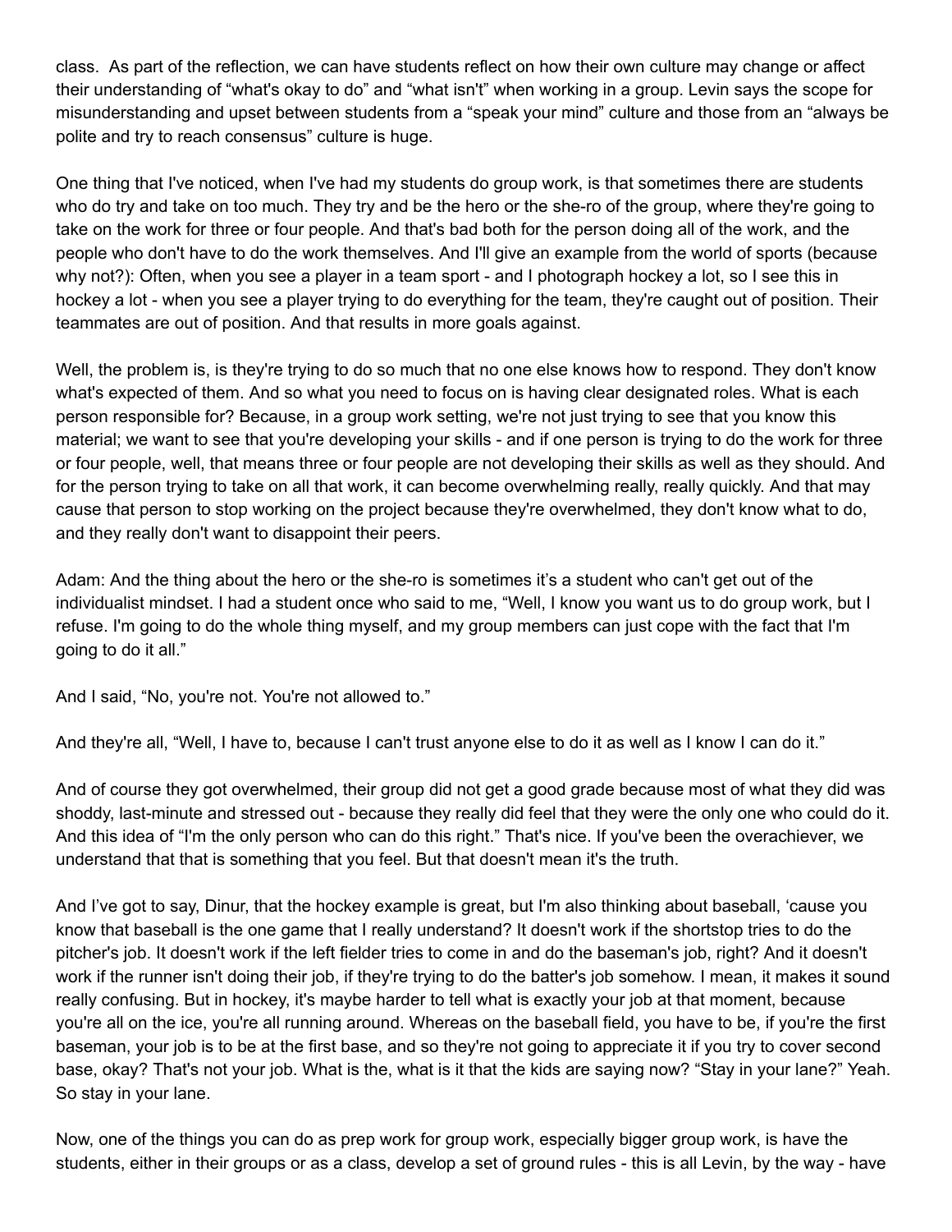class. As part of the reflection, we can have students reflect on how their own culture may change or affect their understanding of "what's okay to do" and "what isn't" when working in a group. Levin says the scope for misunderstanding and upset between students from a "speak your mind" culture and those from an "always be polite and try to reach consensus" culture is huge.

One thing that I've noticed, when I've had my students do group work, is that sometimes there are students who do try and take on too much. They try and be the hero or the she-ro of the group, where they're going to take on the work for three or four people. And that's bad both for the person doing all of the work, and the people who don't have to do the work themselves. And I'll give an example from the world of sports (because why not?): Often, when you see a player in a team sport - and I photograph hockey a lot, so I see this in hockey a lot - when you see a player trying to do everything for the team, they're caught out of position. Their teammates are out of position. And that results in more goals against.

Well, the problem is, is they're trying to do so much that no one else knows how to respond. They don't know what's expected of them. And so what you need to focus on is having clear designated roles. What is each person responsible for? Because, in a group work setting, we're not just trying to see that you know this material; we want to see that you're developing your skills - and if one person is trying to do the work for three or four people, well, that means three or four people are not developing their skills as well as they should. And for the person trying to take on all that work, it can become overwhelming really, really quickly. And that may cause that person to stop working on the project because they're overwhelmed, they don't know what to do, and they really don't want to disappoint their peers.

Adam: And the thing about the hero or the she-ro is sometimes it's a student who can't get out of the individualist mindset. I had a student once who said to me, "Well, I know you want us to do group work, but I refuse. I'm going to do the whole thing myself, and my group members can just cope with the fact that I'm going to do it all."

And I said, "No, you're not. You're not allowed to."

And they're all, "Well, I have to, because I can't trust anyone else to do it as well as I know I can do it."

And of course they got overwhelmed, their group did not get a good grade because most of what they did was shoddy, last-minute and stressed out - because they really did feel that they were the only one who could do it. And this idea of "I'm the only person who can do this right." That's nice. If you've been the overachiever, we understand that that is something that you feel. But that doesn't mean it's the truth.

And I've got to say, Dinur, that the hockey example is great, but I'm also thinking about baseball, 'cause you know that baseball is the one game that I really understand? It doesn't work if the shortstop tries to do the pitcher's job. It doesn't work if the left fielder tries to come in and do the baseman's job, right? And it doesn't work if the runner isn't doing their job, if they're trying to do the batter's job somehow. I mean, it makes it sound really confusing. But in hockey, it's maybe harder to tell what is exactly your job at that moment, because you're all on the ice, you're all running around. Whereas on the baseball field, you have to be, if you're the first baseman, your job is to be at the first base, and so they're not going to appreciate it if you try to cover second base, okay? That's not your job. What is the, what is it that the kids are saying now? "Stay in your lane?" Yeah. So stay in your lane.

Now, one of the things you can do as prep work for group work, especially bigger group work, is have the students, either in their groups or as a class, develop a set of ground rules - this is all Levin, by the way - have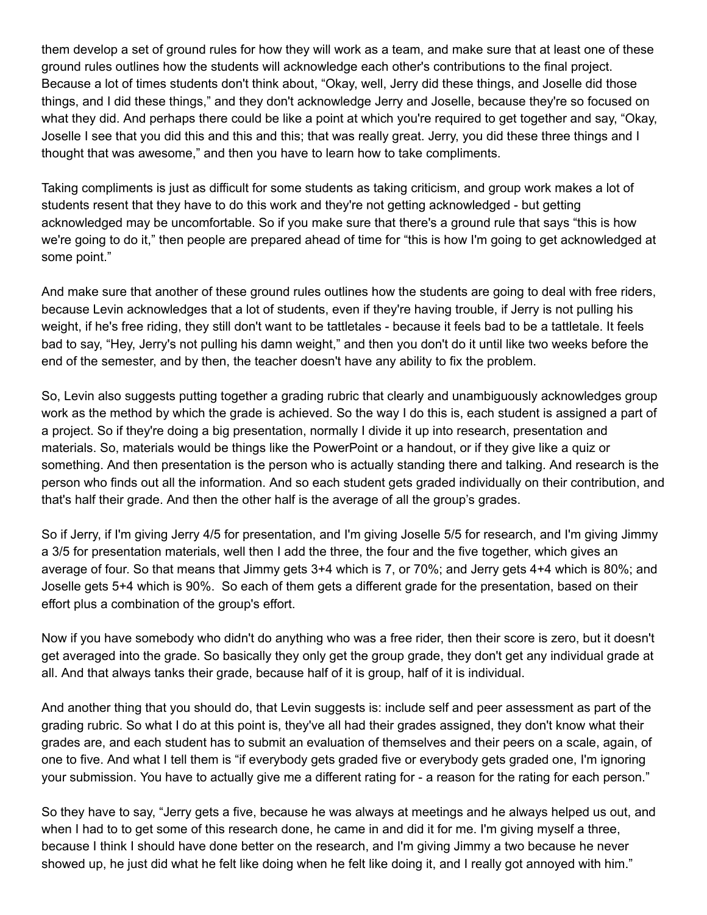them develop a set of ground rules for how they will work as a team, and make sure that at least one of these ground rules outlines how the students will acknowledge each other's contributions to the final project. Because a lot of times students don't think about, "Okay, well, Jerry did these things, and Joselle did those things, and I did these things," and they don't acknowledge Jerry and Joselle, because they're so focused on what they did. And perhaps there could be like a point at which you're required to get together and say, "Okay, Joselle I see that you did this and this and this; that was really great. Jerry, you did these three things and I thought that was awesome," and then you have to learn how to take compliments.

Taking compliments is just as difficult for some students as taking criticism, and group work makes a lot of students resent that they have to do this work and they're not getting acknowledged - but getting acknowledged may be uncomfortable. So if you make sure that there's a ground rule that says "this is how we're going to do it," then people are prepared ahead of time for "this is how I'm going to get acknowledged at some point."

And make sure that another of these ground rules outlines how the students are going to deal with free riders, because Levin acknowledges that a lot of students, even if they're having trouble, if Jerry is not pulling his weight, if he's free riding, they still don't want to be tattletales - because it feels bad to be a tattletale. It feels bad to say, "Hey, Jerry's not pulling his damn weight," and then you don't do it until like two weeks before the end of the semester, and by then, the teacher doesn't have any ability to fix the problem.

So, Levin also suggests putting together a grading rubric that clearly and unambiguously acknowledges group work as the method by which the grade is achieved. So the way I do this is, each student is assigned a part of a project. So if they're doing a big presentation, normally I divide it up into research, presentation and materials. So, materials would be things like the PowerPoint or a handout, or if they give like a quiz or something. And then presentation is the person who is actually standing there and talking. And research is the person who finds out all the information. And so each student gets graded individually on their contribution, and that's half their grade. And then the other half is the average of all the group's grades.

So if Jerry, if I'm giving Jerry 4/5 for presentation, and I'm giving Joselle 5/5 for research, and I'm giving Jimmy a 3/5 for presentation materials, well then I add the three, the four and the five together, which gives an average of four. So that means that Jimmy gets 3+4 which is 7, or 70%; and Jerry gets 4+4 which is 80%; and Joselle gets 5+4 which is 90%. So each of them gets a different grade for the presentation, based on their effort plus a combination of the group's effort.

Now if you have somebody who didn't do anything who was a free rider, then their score is zero, but it doesn't get averaged into the grade. So basically they only get the group grade, they don't get any individual grade at all. And that always tanks their grade, because half of it is group, half of it is individual.

And another thing that you should do, that Levin suggests is: include self and peer assessment as part of the grading rubric. So what I do at this point is, they've all had their grades assigned, they don't know what their grades are, and each student has to submit an evaluation of themselves and their peers on a scale, again, of one to five. And what I tell them is "if everybody gets graded five or everybody gets graded one, I'm ignoring your submission. You have to actually give me a different rating for - a reason for the rating for each person."

So they have to say, "Jerry gets a five, because he was always at meetings and he always helped us out, and when I had to to get some of this research done, he came in and did it for me. I'm giving myself a three, because I think I should have done better on the research, and I'm giving Jimmy a two because he never showed up, he just did what he felt like doing when he felt like doing it, and I really got annoyed with him."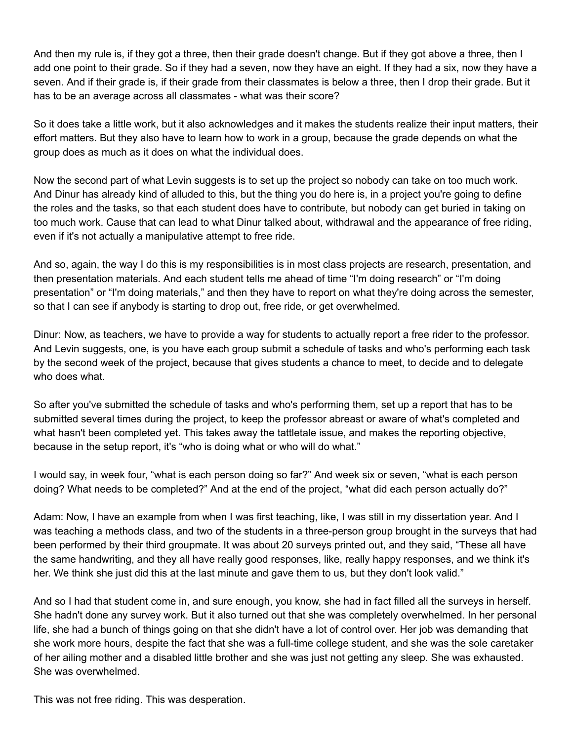And then my rule is, if they got a three, then their grade doesn't change. But if they got above a three, then I add one point to their grade. So if they had a seven, now they have an eight. If they had a six, now they have a seven. And if their grade is, if their grade from their classmates is below a three, then I drop their grade. But it has to be an average across all classmates - what was their score?

So it does take a little work, but it also acknowledges and it makes the students realize their input matters, their effort matters. But they also have to learn how to work in a group, because the grade depends on what the group does as much as it does on what the individual does.

Now the second part of what Levin suggests is to set up the project so nobody can take on too much work. And Dinur has already kind of alluded to this, but the thing you do here is, in a project you're going to define the roles and the tasks, so that each student does have to contribute, but nobody can get buried in taking on too much work. Cause that can lead to what Dinur talked about, withdrawal and the appearance of free riding, even if it's not actually a manipulative attempt to free ride.

And so, again, the way I do this is my responsibilities is in most class projects are research, presentation, and then presentation materials. And each student tells me ahead of time "I'm doing research" or "I'm doing presentation" or "I'm doing materials," and then they have to report on what they're doing across the semester, so that I can see if anybody is starting to drop out, free ride, or get overwhelmed.

Dinur: Now, as teachers, we have to provide a way for students to actually report a free rider to the professor. And Levin suggests, one, is you have each group submit a schedule of tasks and who's performing each task by the second week of the project, because that gives students a chance to meet, to decide and to delegate who does what.

So after you've submitted the schedule of tasks and who's performing them, set up a report that has to be submitted several times during the project, to keep the professor abreast or aware of what's completed and what hasn't been completed yet. This takes away the tattletale issue, and makes the reporting objective, because in the setup report, it's "who is doing what or who will do what."

I would say, in week four, "what is each person doing so far?" And week six or seven, "what is each person doing? What needs to be completed?" And at the end of the project, "what did each person actually do?"

Adam: Now, I have an example from when I was first teaching, like, I was still in my dissertation year. And I was teaching a methods class, and two of the students in a three-person group brought in the surveys that had been performed by their third groupmate. It was about 20 surveys printed out, and they said, "These all have the same handwriting, and they all have really good responses, like, really happy responses, and we think it's her. We think she just did this at the last minute and gave them to us, but they don't look valid."

And so I had that student come in, and sure enough, you know, she had in fact filled all the surveys in herself. She hadn't done any survey work. But it also turned out that she was completely overwhelmed. In her personal life, she had a bunch of things going on that she didn't have a lot of control over. Her job was demanding that she work more hours, despite the fact that she was a full-time college student, and she was the sole caretaker of her ailing mother and a disabled little brother and she was just not getting any sleep. She was exhausted. She was overwhelmed.

This was not free riding. This was desperation.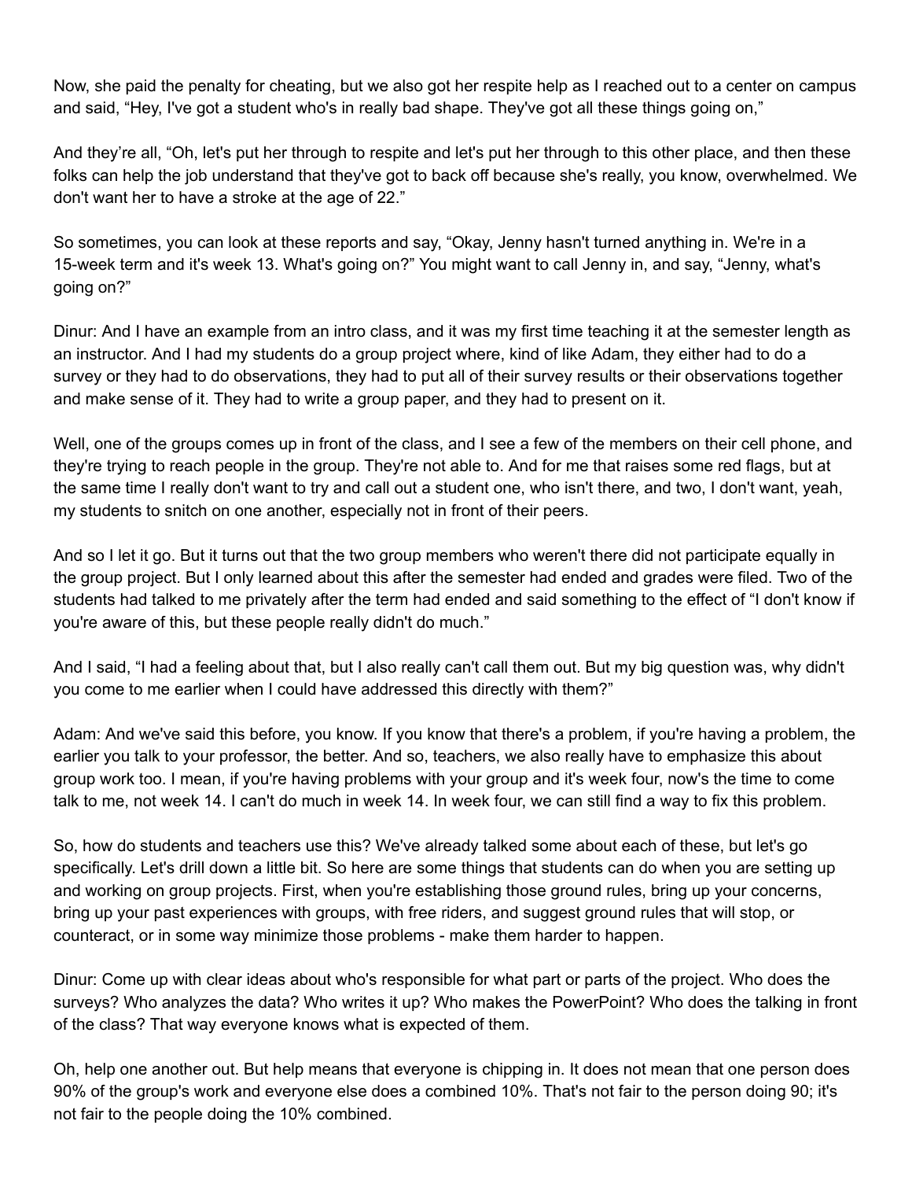Now, she paid the penalty for cheating, but we also got her respite help as I reached out to a center on campus and said, “Hey, I've got a student who's in really bad shape. They've got all these things going on,”

And they’re all, “Oh, let's put her through to respite and let's put her through to this other place, and then these folks can help the job understand that they've got to back off because she's really, you know, overwhelmed. We don't want her to have a stroke at the age of 22.”

So sometimes, you can look at these reports and say, “Okay, Jenny hasn't turned anything in. We're in a 15-week term and it's week 13. What's going on?” You might want to call Jenny in, and say, “Jenny, what's going on?”

Dinur: And I have an example from an intro class, and it was my first time teaching it at the semester length as an instructor. And I had my students do a group project where, kind of like Adam, they either had to do a survey or they had to do observations, they had to put all of their survey results or their observations together and make sense of it. They had to write a group paper, and they had to present on it.

Well, one of the groups comes up in front of the class, and I see a few of the members on their cell phone, and they're trying to reach people in the group. They're not able to. And for me that raises some red flags, but at the same time I really don't want to try and call out a student one, who isn't there, and two, I don't want, yeah, my students to snitch on one another, especially not in front of their peers.

And so I let it go. But it turns out that the two group members who weren't there did not participate equally in the group project. But I only learned about this after the semester had ended and grades were filed. Two of the students had talked to me privately after the term had ended and said something to the effect of “I don't know if you're aware of this, but these people really didn't do much.”

And I said, “I had a feeling about that, but I also really can't call them out. But my big question was, why didn't you come to me earlier when I could have addressed this directly with them?”

Adam: And we've said this before, you know. If you know that there's a problem, if you're having a problem, the earlier you talk to your professor, the better. And so, teachers, we also really have to emphasize this about group work too. I mean, if you're having problems with your group and it's week four, now's the time to come talk to me, not week 14. I can't do much in week 14. In week four, we can still find a way to fix this problem.

So, how do students and teachers use this? We've already talked some about each of these, but let's go specifically. Let's drill down a little bit. So here are some things that students can do when you are setting up and working on group projects. First, when you're establishing those ground rules, bring up your concerns, bring up your past experiences with groups, with free riders, and suggest ground rules that will stop, or counteract, or in some way minimize those problems - make them harder to happen.

Dinur: Come up with clear ideas about who's responsible for what part or parts of the project. Who does the surveys? Who analyzes the data? Who writes it up? Who makes the PowerPoint? Who does the talking in front of the class? That way everyone knows what is expected of them.

Oh, help one another out. But help means that everyone is chipping in. It does not mean that one person does 90% of the group's work and everyone else does a combined 10%. That's not fair to the person doing 90; it's not fair to the people doing the 10% combined.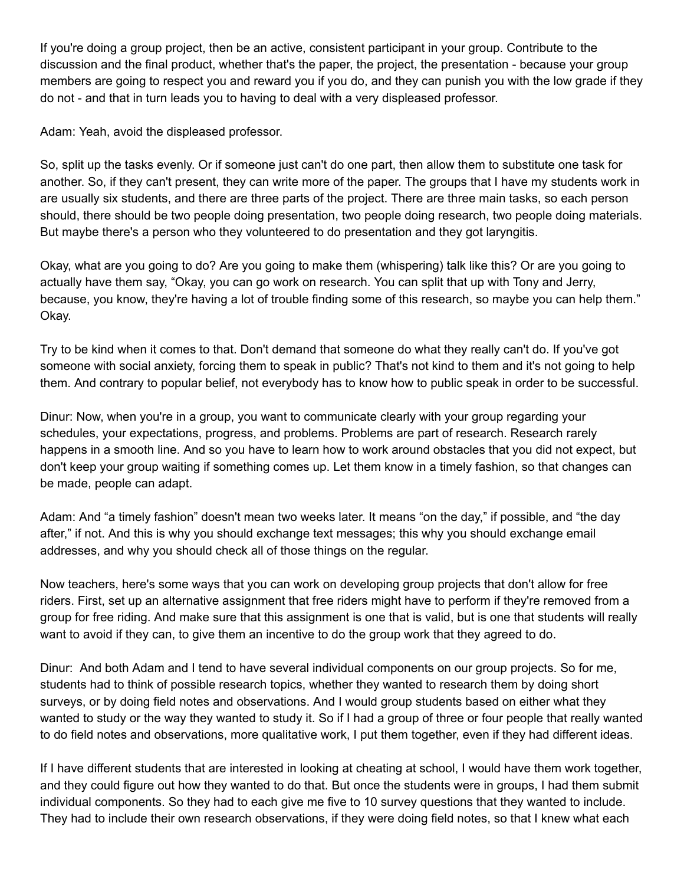If you're doing a group project, then be an active, consistent participant in your group. Contribute to the discussion and the final product, whether that's the paper, the project, the presentation - because your group members are going to respect you and reward you if you do, and they can punish you with the low grade if they do not - and that in turn leads you to having to deal with a very displeased professor.

Adam: Yeah, avoid the displeased professor.

So, split up the tasks evenly. Or if someone just can't do one part, then allow them to substitute one task for another. So, if they can't present, they can write more of the paper. The groups that I have my students work in are usually six students, and there are three parts of the project. There are three main tasks, so each person should, there should be two people doing presentation, two people doing research, two people doing materials. But maybe there's a person who they volunteered to do presentation and they got laryngitis.

Okay, what are you going to do? Are you going to make them (whispering) talk like this? Or are you going to actually have them say, "Okay, you can go work on research. You can split that up with Tony and Jerry, because, you know, they're having a lot of trouble finding some of this research, so maybe you can help them." Okay.

Try to be kind when it comes to that. Don't demand that someone do what they really can't do. If you've got someone with social anxiety, forcing them to speak in public? That's not kind to them and it's not going to help them. And contrary to popular belief, not everybody has to know how to public speak in order to be successful.

Dinur: Now, when you're in a group, you want to communicate clearly with your group regarding your schedules, your expectations, progress, and problems. Problems are part of research. Research rarely happens in a smooth line. And so you have to learn how to work around obstacles that you did not expect, but don't keep your group waiting if something comes up. Let them know in a timely fashion, so that changes can be made, people can adapt.

Adam: And "a timely fashion" doesn't mean two weeks later. It means "on the day," if possible, and "the day after," if not. And this is why you should exchange text messages; this why you should exchange email addresses, and why you should check all of those things on the regular.

Now teachers, here's some ways that you can work on developing group projects that don't allow for free riders. First, set up an alternative assignment that free riders might have to perform if they're removed from a group for free riding. And make sure that this assignment is one that is valid, but is one that students will really want to avoid if they can, to give them an incentive to do the group work that they agreed to do.

Dinur: And both Adam and I tend to have several individual components on our group projects. So for me, students had to think of possible research topics, whether they wanted to research them by doing short surveys, or by doing field notes and observations. And I would group students based on either what they wanted to study or the way they wanted to study it. So if I had a group of three or four people that really wanted to do field notes and observations, more qualitative work, I put them together, even if they had different ideas.

If I have different students that are interested in looking at cheating at school, I would have them work together, and they could figure out how they wanted to do that. But once the students were in groups, I had them submit individual components. So they had to each give me five to 10 survey questions that they wanted to include. They had to include their own research observations, if they were doing field notes, so that I knew what each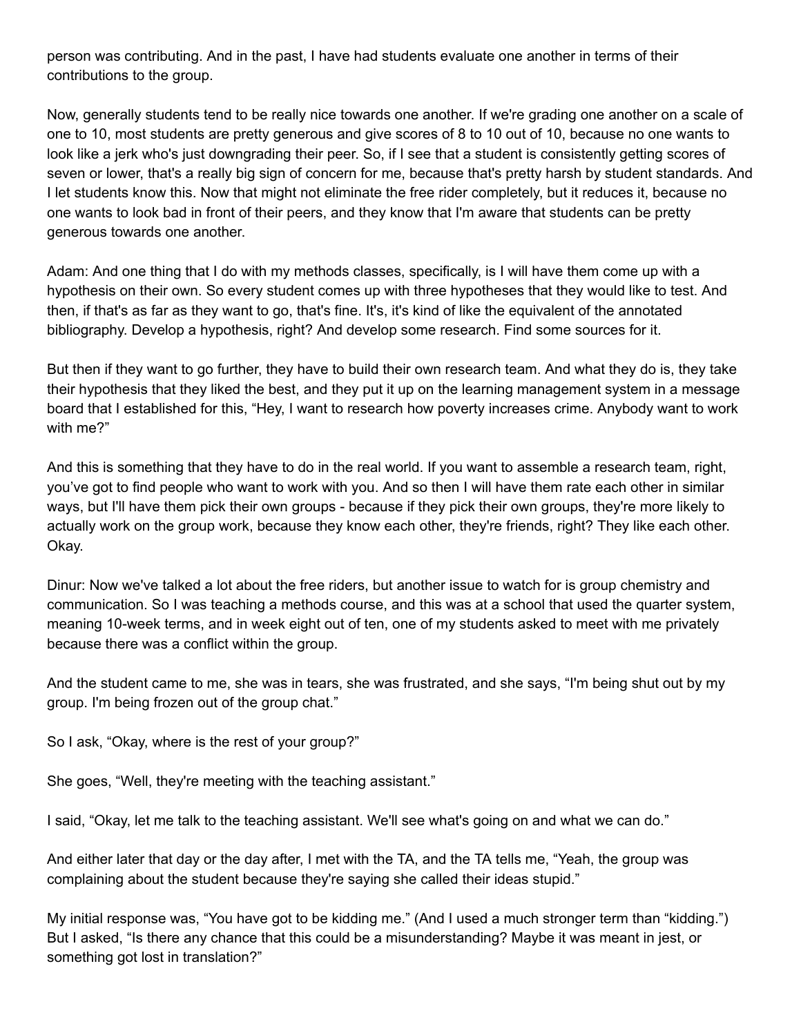person was contributing. And in the past, I have had students evaluate one another in terms of their contributions to the group.

Now, generally students tend to be really nice towards one another. If we're grading one another on a scale of one to 10, most students are pretty generous and give scores of 8 to 10 out of 10, because no one wants to look like a jerk who's just downgrading their peer. So, if I see that a student is consistently getting scores of seven or lower, that's a really big sign of concern for me, because that's pretty harsh by student standards. And I let students know this. Now that might not eliminate the free rider completely, but it reduces it, because no one wants to look bad in front of their peers, and they know that I'm aware that students can be pretty generous towards one another.

Adam: And one thing that I do with my methods classes, specifically, is I will have them come up with a hypothesis on their own. So every student comes up with three hypotheses that they would like to test. And then, if that's as far as they want to go, that's fine. It's, it's kind of like the equivalent of the annotated bibliography. Develop a hypothesis, right? And develop some research. Find some sources for it.

But then if they want to go further, they have to build their own research team. And what they do is, they take their hypothesis that they liked the best, and they put it up on the learning management system in a message board that I established for this, "Hey, I want to research how poverty increases crime. Anybody want to work with me?"

And this is something that they have to do in the real world. If you want to assemble a research team, right, you've got to find people who want to work with you. And so then I will have them rate each other in similar ways, but I'll have them pick their own groups - because if they pick their own groups, they're more likely to actually work on the group work, because they know each other, they're friends, right? They like each other. Okay.

Dinur: Now we've talked a lot about the free riders, but another issue to watch for is group chemistry and communication. So I was teaching a methods course, and this was at a school that used the quarter system, meaning 10-week terms, and in week eight out of ten, one of my students asked to meet with me privately because there was a conflict within the group.

And the student came to me, she was in tears, she was frustrated, and she says, "I'm being shut out by my group. I'm being frozen out of the group chat."

So I ask, "Okay, where is the rest of your group?"

She goes, "Well, they're meeting with the teaching assistant."

I said, "Okay, let me talk to the teaching assistant. We'll see what's going on and what we can do."

And either later that day or the day after, I met with the TA, and the TA tells me, "Yeah, the group was complaining about the student because they're saying she called their ideas stupid."

My initial response was, "You have got to be kidding me." (And I used a much stronger term than "kidding.") But I asked, "Is there any chance that this could be a misunderstanding? Maybe it was meant in jest, or something got lost in translation?"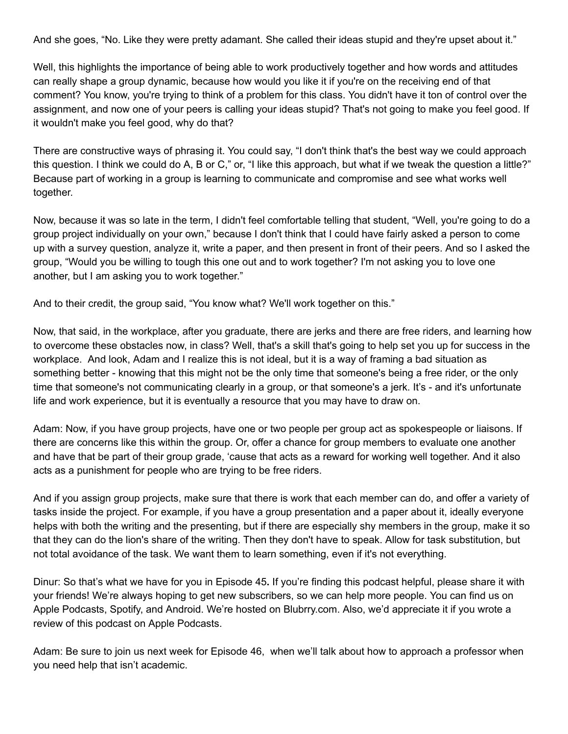And she goes, “No. Like they were pretty adamant. She called their ideas stupid and they're upset about it.”

Well, this highlights the importance of being able to work productively together and how words and attitudes can really shape a group dynamic, because how would you like it if you're on the receiving end of that comment? You know, you're trying to think of a problem for this class. You didn't have it ton of control over the assignment, and now one of your peers is calling your ideas stupid? That's not going to make you feel good. If it wouldn't make you feel good, why do that?

There are constructive ways of phrasing it. You could say, “I don't think that's the best way we could approach this question. I think we could do A, B or C,” or, “I like this approach, but what if we tweak the question a little?” Because part of working in a group is learning to communicate and compromise and see what works well together.

Now, because it was so late in the term, I didn't feel comfortable telling that student, “Well, you're going to do a group project individually on your own,” because I don't think that I could have fairly asked a person to come up with a survey question, analyze it, write a paper, and then present in front of their peers. And so I asked the group, “Would you be willing to tough this one out and to work together? I'm not asking you to love one another, but I am asking you to work together.”

And to their credit, the group said, “You know what? We'll work together on this.”

Now, that said, in the workplace, after you graduate, there are jerks and there are free riders, and learning how to overcome these obstacles now, in class? Well, that's a skill that's going to help set you up for success in the workplace. And look, Adam and I realize this is not ideal, but it is a way of framing a bad situation as something better - knowing that this might not be the only time that someone's being a free rider, or the only time that someone's not communicating clearly in a group, or that someone's a jerk. It’s - and it's unfortunate life and work experience, but it is eventually a resource that you may have to draw on.

Adam: Now, if you have group projects, have one or two people per group act as spokespeople or liaisons. If there are concerns like this within the group. Or, offer a chance for group members to evaluate one another and have that be part of their group grade, ‘cause that acts as a reward for working well together. And it also acts as a punishment for people who are trying to be free riders.

And if you assign group projects, make sure that there is work that each member can do, and offer a variety of tasks inside the project. For example, if you have a group presentation and a paper about it, ideally everyone helps with both the writing and the presenting, but if there are especially shy members in the group, make it so that they can do the lion's share of the writing. Then they don't have to speak. Allow for task substitution, but not total avoidance of the task. We want them to learn something, even if it's not everything.

Dinur: So that’s what we have for you in Episode 45**.** If you’re finding this podcast helpful, please share it with your friends! We’re always hoping to get new subscribers, so we can help more people. You can find us on Apple Podcasts, Spotify, and Android. We’re hosted on Blubrry.com. Also, we’d appreciate it if you wrote a review of this podcast on Apple Podcasts.

Adam: Be sure to join us next week for Episode 46, when we’ll talk about how to approach a professor when you need help that isn’t academic.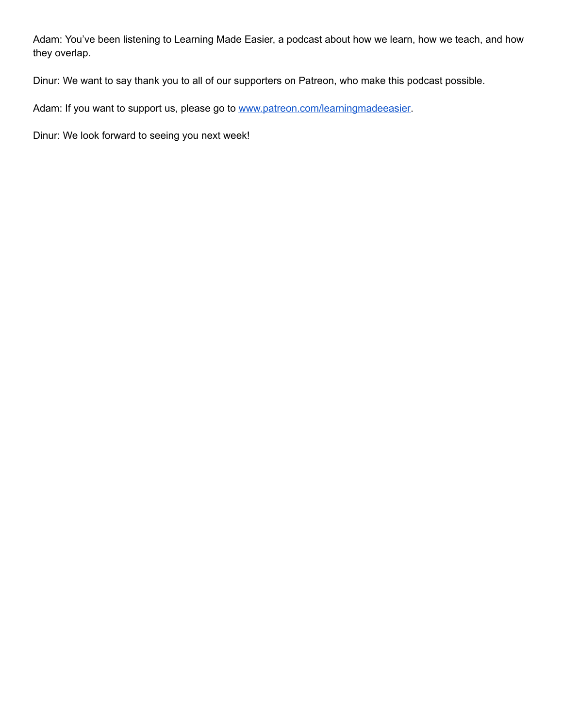Adam: You've been listening to Learning Made Easier, a podcast about how we learn, how we teach, and how they overlap.

Dinur: We want to say thank you to all of our supporters on Patreon, who make this podcast possible.

Adam: If you want to support us, please go to [www.patreon.com/learningmadeeasier](http://www.patreon.com/learningmadeeasier).

Dinur: We look forward to seeing you next week!